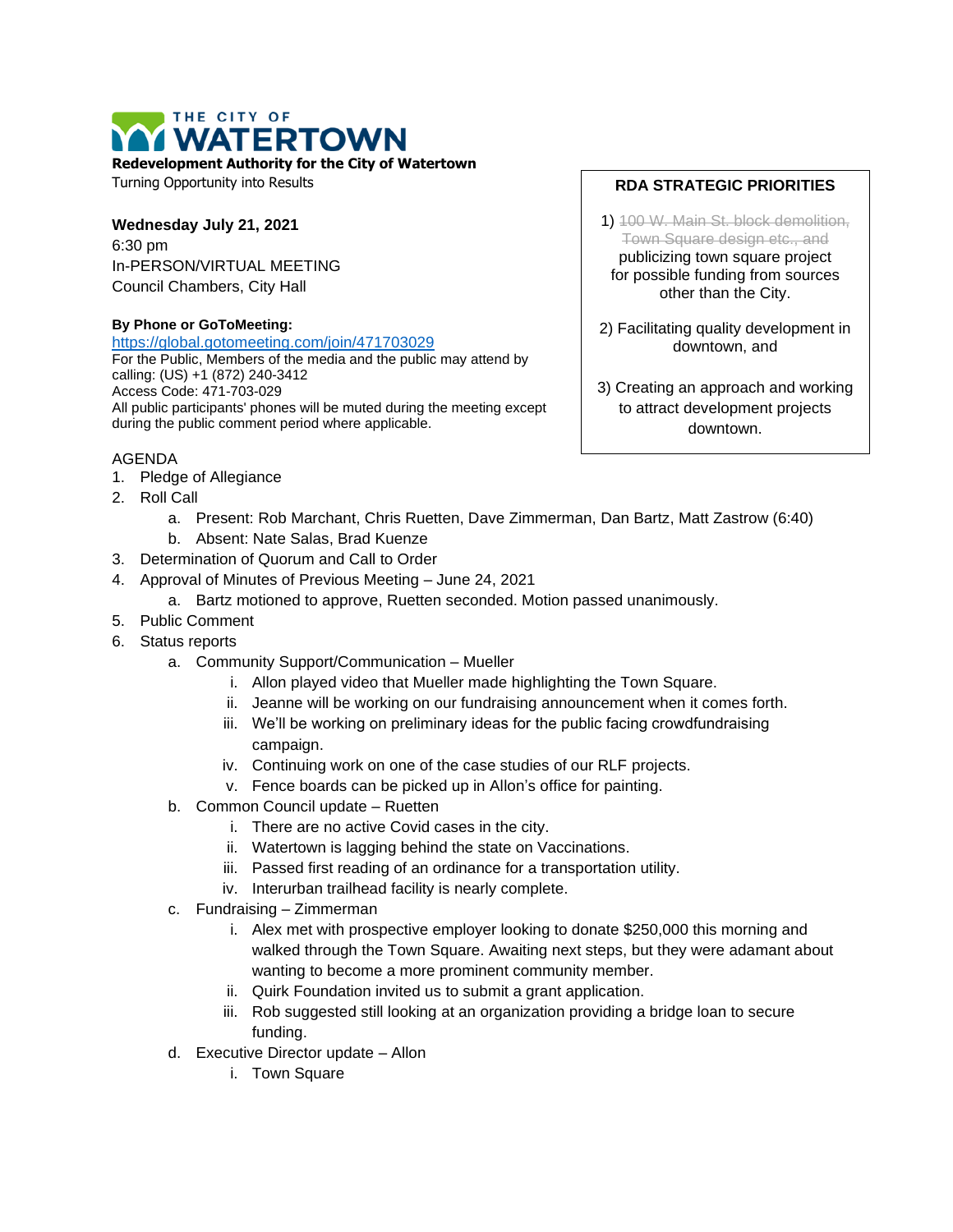# THE CITY OF WATERTOWN

**Redevelopment Authority for the City of Watertown**

Turning Opportunity into Results

**Wednesday July 21, 2021**

6:30 pm

In-PERSON/VIRTUAL MEETING

Council Chambers, City Hall

**By Phone or GoToMeeting:**

https://global.gotomeeting.com/join/471703029

For the Public, Members of the media and the public may attend by calling: (US) +1 (872) 240-3412

Access Code: 471-703-029

All public participants' phones will be muted during the meeting except during the public comment period where applicable.

**RDA STRATEGIC PRIORITIES**

1) ~~100 W. Main St. block demolition, Town Square design etc., and~~ publicizing town square project for possible funding from sources other than the City.

2) Facilitating quality development in downtown, and

3) Creating an approach and working to attract development projects downtown.

AGENDA

1. Pledge of Allegiance
2. Roll Call
   a. Present: Rob Marchant, Chris Ruetten, Dave Zimmerman, Dan Bartz, Matt Zastrow (6:40)
   b. Absent: Nate Salas, Brad Kuenze
3. Determination of Quorum and Call to Order
4. Approval of Minutes of Previous Meeting – June 24, 2021
   a. Bartz motioned to approve, Ruetten seconded. Motion passed unanimously.
5. Public Comment
6. Status reports
   a. Community Support/Communication – Mueller
      i. Allon played video that Mueller made highlighting the Town Square.
      ii. Jeanne will be working on our fundraising announcement when it comes forth.
      iii. We'll be working on preliminary ideas for the public facing crowdfundraising campaign.
      iv. Continuing work on one of the case studies of our RLF projects.
      v. Fence boards can be picked up in Allon's office for painting.
   b. Common Council update – Ruetten
      i. There are no active Covid cases in the city.
      ii. Watertown is lagging behind the state on Vaccinations.
      iii. Passed first reading of an ordinance for a transportation utility.
      iv. Interurban trailhead facility is nearly complete.
   c. Fundraising – Zimmerman
      i. Alex met with prospective employer looking to donate $250,000 this morning and walked through the Town Square. Awaiting next steps, but they were adamant about wanting to become a more prominent community member.
      ii. Quirk Foundation invited us to submit a grant application.
      iii. Rob suggested still looking at an organization providing a bridge loan to secure funding.
   d. Executive Director update – Allon
      i. Town Square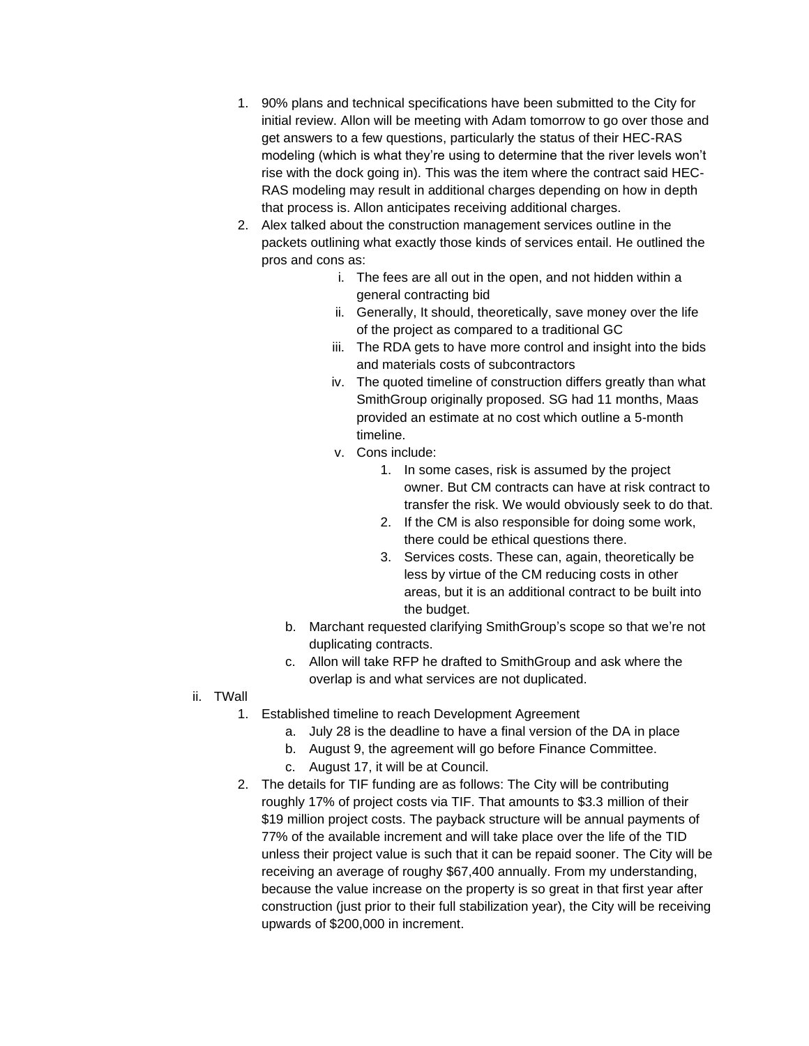1. 90% plans and technical specifications have been submitted to the City for initial review. Allon will be meeting with Adam tomorrow to go over those and get answers to a few questions, particularly the status of their HEC-RAS modeling (which is what they're using to determine that the river levels won't rise with the dock going in). This was the item where the contract said HEC-RAS modeling may result in additional charges depending on how in depth that process is. Allon anticipates receiving additional charges.
2. Alex talked about the construction management services outline in the packets outlining what exactly those kinds of services entail. He outlined the pros and cons as:
    - i. The fees are all out in the open, and not hidden within a general contracting bid
    - ii. Generally, It should, theoretically, save money over the life of the project as compared to a traditional GC
    - iii. The RDA gets to have more control and insight into the bids and materials costs of subcontractors
    - iv. The quoted timeline of construction differs greatly than what SmithGroup originally proposed. SG had 11 months, Maas provided an estimate at no cost which outline a 5-month timeline.
    - v. Cons include:
        1. In some cases, risk is assumed by the project owner. But CM contracts can have at risk contract to transfer the risk. We would obviously seek to do that.
        2. If the CM is also responsible for doing some work, there could be ethical questions there.
        3. Services costs. These can, again, theoretically be less by virtue of the CM reducing costs in other areas, but it is an additional contract to be built into the budget.

- b. Marchant requested clarifying SmithGroup's scope so that we're not duplicating contracts.
- c. Allon will take RFP he drafted to SmithGroup and ask where the overlap is and what services are not duplicated.

ii. TWall

1. Established timeline to reach Development Agreement
    - a. July 28 is the deadline to have a final version of the DA in place
    - b. August 9, the agreement will go before Finance Committee.
    - c. August 17, it will be at Council.
2. The details for TIF funding are as follows: The City will be contributing roughly 17% of project costs via TIF. That amounts to $3.3 million of their $19 million project costs. The payback structure will be annual payments of 77% of the available increment and will take place over the life of the TID unless their project value is such that it can be repaid sooner. The City will be receiving an average of roughy $67,400 annually. From my understanding, because the value increase on the property is so great in that first year after construction (just prior to their full stabilization year), the City will be receiving upwards of $200,000 in increment.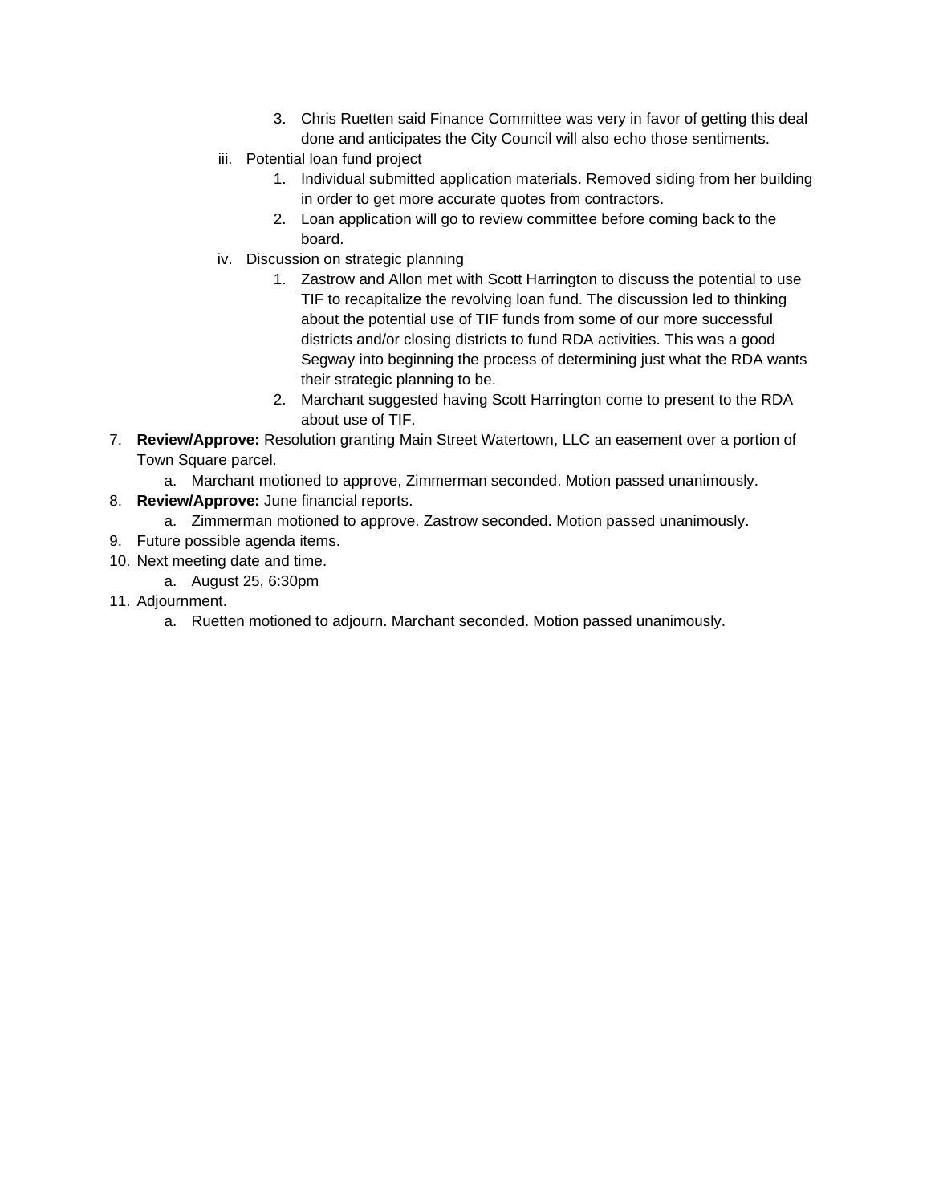3. Chris Ruetten said Finance Committee was very in favor of getting this deal done and anticipates the City Council will also echo those sentiments.

iii. Potential loan fund project

1. Individual submitted application materials. Removed siding from her building in order to get more accurate quotes from contractors.
2. Loan application will go to review committee before coming back to the board.

iv. Discussion on strategic planning

1. Zastrow and Allon met with Scott Harrington to discuss the potential to use TIF to recapitalize the revolving loan fund. The discussion led to thinking about the potential use of TIF funds from some of our more successful districts and/or closing districts to fund RDA activities. This was a good Segway into beginning the process of determining just what the RDA wants their strategic planning to be.
2. Marchant suggested having Scott Harrington come to present to the RDA about use of TIF.

7. **Review/Approve:** Resolution granting Main Street Watertown, LLC an easement over a portion of Town Square parcel.
    a. Marchant motioned to approve, Zimmerman seconded. Motion passed unanimously.
8. **Review/Approve:** June financial reports.
    a. Zimmerman motioned to approve. Zastrow seconded. Motion passed unanimously.
9. Future possible agenda items.
10. Next meeting date and time.
    a. August 25, 6:30pm
11. Adjournment.
    a. Ruetten motioned to adjourn. Marchant seconded. Motion passed unanimously.